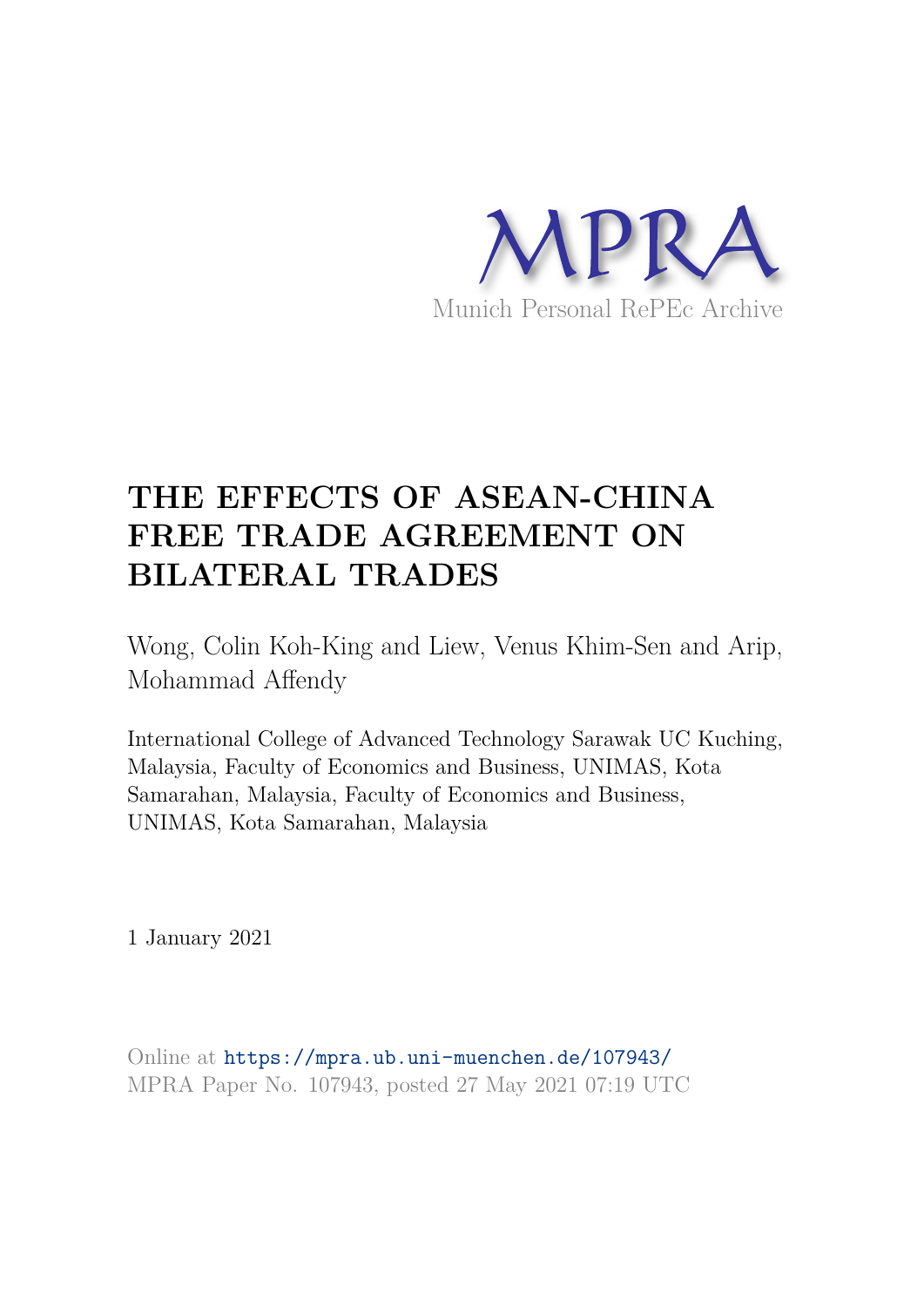MPRA

Munich Personal RePEc Archive

# THE EFFECTS OF ASEAN-CHINA FREE TRADE AGREEMENT ON BILATERAL TRADES

Wong, Colin Koh-King and Liew, Venus Khim-Sen and Arip, Mohammad Affendy

International College of Advanced Technology Sarawak UC Kuching, Malaysia, Faculty of Economics and Business, UNIMAS, Kota Samarahan, Malaysia, Faculty of Economics and Business, UNIMAS, Kota Samarahan, Malaysia

1 January 2021

Online at https://mpra.ub.uni-muenchen.de/107943/
MPRA Paper No. 107943, posted 27 May 2021 07:19 UTC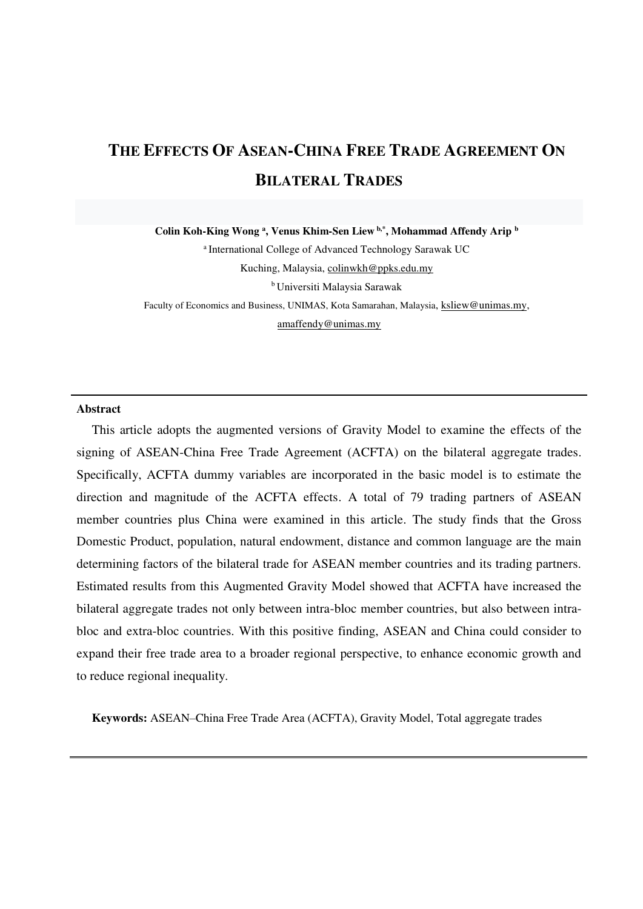# THE EFFECTS OF ASEAN-CHINA FREE TRADE AGREEMENT ON BILATERAL TRADES

**Colin Koh-King Wong [a], Venus Khim-Sen Liew [b,*], Mohammad Affendy Arip [b]**

[a] International College of Advanced Technology Sarawak UC

Kuching, Malaysia, colinwkh@ppks.edu.my

[b] Universiti Malaysia Sarawak

Faculty of Economics and Business, UNIMAS, Kota Samarahan, Malaysia, ksliew@unimas.my, amaffendy@unimas.my

---

**Abstract**

This article adopts the augmented versions of Gravity Model to examine the effects of the signing of ASEAN-China Free Trade Agreement (ACFTA) on the bilateral aggregate trades. Specifically, ACFTA dummy variables are incorporated in the basic model is to estimate the direction and magnitude of the ACFTA effects. A total of 79 trading partners of ASEAN member countries plus China were examined in this article. The study finds that the Gross Domestic Product, population, natural endowment, distance and common language are the main determining factors of the bilateral trade for ASEAN member countries and its trading partners. Estimated results from this Augmented Gravity Model showed that ACFTA have increased the bilateral aggregate trades not only between intra-bloc member countries, but also between intra-bloc and extra-bloc countries. With this positive finding, ASEAN and China could consider to expand their free trade area to a broader regional perspective, to enhance economic growth and to reduce regional inequality.

**Keywords:** ASEAN–China Free Trade Area (ACFTA), Gravity Model, Total aggregate trades

---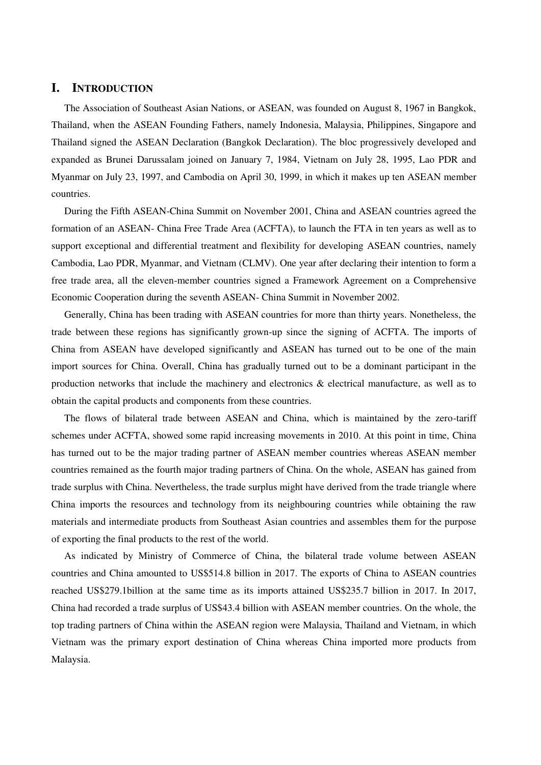# I. INTRODUCTION

The Association of Southeast Asian Nations, or ASEAN, was founded on August 8, 1967 in Bangkok, Thailand, when the ASEAN Founding Fathers, namely Indonesia, Malaysia, Philippines, Singapore and Thailand signed the ASEAN Declaration (Bangkok Declaration). The bloc progressively developed and expanded as Brunei Darussalam joined on January 7, 1984, Vietnam on July 28, 1995, Lao PDR and Myanmar on July 23, 1997, and Cambodia on April 30, 1999, in which it makes up ten ASEAN member countries.

During the Fifth ASEAN-China Summit on November 2001, China and ASEAN countries agreed the formation of an ASEAN- China Free Trade Area (ACFTA), to launch the FTA in ten years as well as to support exceptional and differential treatment and flexibility for developing ASEAN countries, namely Cambodia, Lao PDR, Myanmar, and Vietnam (CLMV). One year after declaring their intention to form a free trade area, all the eleven-member countries signed a Framework Agreement on a Comprehensive Economic Cooperation during the seventh ASEAN- China Summit in November 2002.

Generally, China has been trading with ASEAN countries for more than thirty years. Nonetheless, the trade between these regions has significantly grown-up since the signing of ACFTA. The imports of China from ASEAN have developed significantly and ASEAN has turned out to be one of the main import sources for China. Overall, China has gradually turned out to be a dominant participant in the production networks that include the machinery and electronics & electrical manufacture, as well as to obtain the capital products and components from these countries.

The flows of bilateral trade between ASEAN and China, which is maintained by the zero-tariff schemes under ACFTA, showed some rapid increasing movements in 2010. At this point in time, China has turned out to be the major trading partner of ASEAN member countries whereas ASEAN member countries remained as the fourth major trading partners of China. On the whole, ASEAN has gained from trade surplus with China. Nevertheless, the trade surplus might have derived from the trade triangle where China imports the resources and technology from its neighbouring countries while obtaining the raw materials and intermediate products from Southeast Asian countries and assembles them for the purpose of exporting the final products to the rest of the world.

As indicated by Ministry of Commerce of China, the bilateral trade volume between ASEAN countries and China amounted to US$514.8 billion in 2017. The exports of China to ASEAN countries reached US$279.1billion at the same time as its imports attained US$235.7 billion in 2017. In 2017, China had recorded a trade surplus of US$43.4 billion with ASEAN member countries. On the whole, the top trading partners of China within the ASEAN region were Malaysia, Thailand and Vietnam, in which Vietnam was the primary export destination of China whereas China imported more products from Malaysia.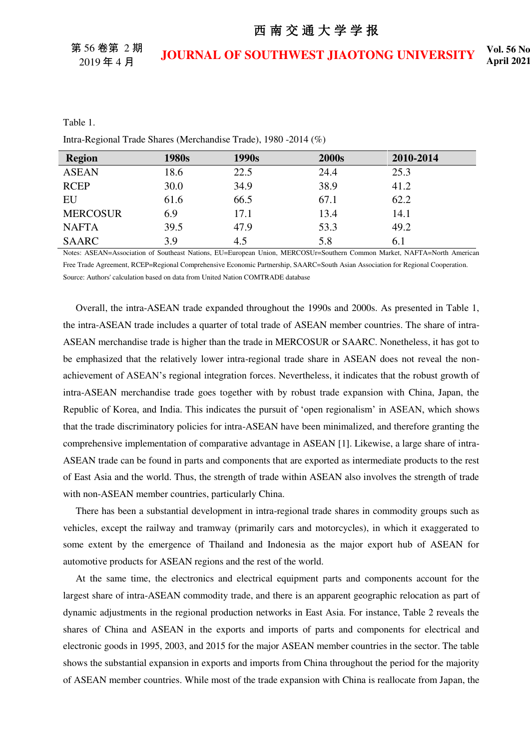Table 1.

Intra-Regional Trade Shares (Merchandise Trade), 1980 -2014 (%)

| Region | 1980s | 1990s | 2000s | 2010-2014 |
|---|---|---|---|---|
| ASEAN | 18.6 | 22.5 | 24.4 | 25.3 |
| RCEP | 30.0 | 34.9 | 38.9 | 41.2 |
| EU | 61.6 | 66.5 | 67.1 | 62.2 |
| MERCOSUR | 6.9 | 17.1 | 13.4 | 14.1 |
| NAFTA | 39.5 | 47.9 | 53.3 | 49.2 |
| SAARC | 3.9 | 4.5 | 5.8 | 6.1 |

Notes: ASEAN=Association of Southeast Nations, EU=European Union, MERCOSUr=Southern Common Market, NAFTA=North American Free Trade Agreement, RCEP=Regional Comprehensive Economic Partnership, SAARC=South Asian Association for Regional Cooperation.

Source: Authors' calculation based on data from United Nation COMTRADE database

Overall, the intra-ASEAN trade expanded throughout the 1990s and 2000s. As presented in Table 1, the intra-ASEAN trade includes a quarter of total trade of ASEAN member countries. The share of intra-ASEAN merchandise trade is higher than the trade in MERCOSUR or SAARC. Nonetheless, it has got to be emphasized that the relatively lower intra-regional trade share in ASEAN does not reveal the non-achievement of ASEAN's regional integration forces. Nevertheless, it indicates that the robust growth of intra-ASEAN merchandise trade goes together with by robust trade expansion with China, Japan, the Republic of Korea, and India. This indicates the pursuit of 'open regionalism' in ASEAN, which shows that the trade discriminatory policies for intra-ASEAN have been minimalized, and therefore granting the comprehensive implementation of comparative advantage in ASEAN [1]. Likewise, a large share of intra-ASEAN trade can be found in parts and components that are exported as intermediate products to the rest of East Asia and the world. Thus, the strength of trade within ASEAN also involves the strength of trade with non-ASEAN member countries, particularly China.

There has been a substantial development in intra-regional trade shares in commodity groups such as vehicles, except the railway and tramway (primarily cars and motorcycles), in which it exaggerated to some extent by the emergence of Thailand and Indonesia as the major export hub of ASEAN for automotive products for ASEAN regions and the rest of the world.

At the same time, the electronics and electrical equipment parts and components account for the largest share of intra-ASEAN commodity trade, and there is an apparent geographic relocation as part of dynamic adjustments in the regional production networks in East Asia. For instance, Table 2 reveals the shares of China and ASEAN in the exports and imports of parts and components for electrical and electronic goods in 1995, 2003, and 2015 for the major ASEAN member countries in the sector. The table shows the substantial expansion in exports and imports from China throughout the period for the majority of ASEAN member countries. While most of the trade expansion with China is reallocate from Japan, the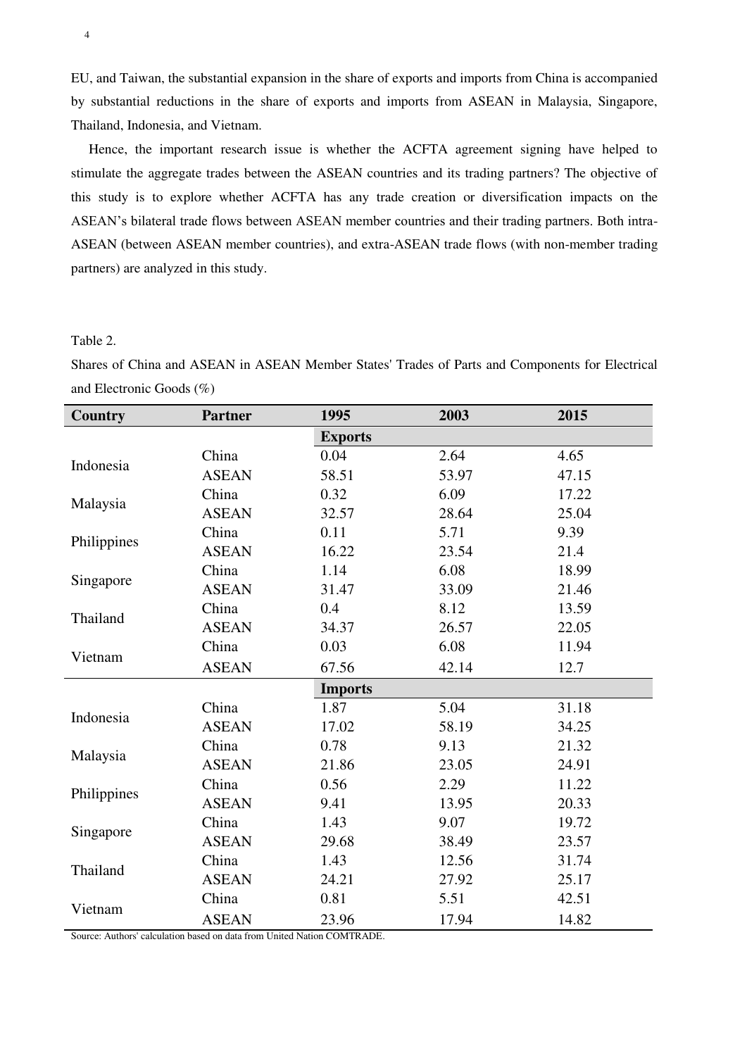EU, and Taiwan, the substantial expansion in the share of exports and imports from China is accompanied by substantial reductions in the share of exports and imports from ASEAN in Malaysia, Singapore, Thailand, Indonesia, and Vietnam.

Hence, the important research issue is whether the ACFTA agreement signing have helped to stimulate the aggregate trades between the ASEAN countries and its trading partners? The objective of this study is to explore whether ACFTA has any trade creation or diversification impacts on the ASEAN's bilateral trade flows between ASEAN member countries and their trading partners. Both intra-ASEAN (between ASEAN member countries), and extra-ASEAN trade flows (with non-member trading partners) are analyzed in this study.

Table 2.

Shares of China and ASEAN in ASEAN Member States' Trades of Parts and Components for Electrical and Electronic Goods (%)

| Country | Partner | 1995 | 2003 | 2015 |
|---|---|---|---|---|
| | | **Exports** | | |
| Indonesia | China | 0.04 | 2.64 | 4.65 |
| | ASEAN | 58.51 | 53.97 | 47.15 |
| Malaysia | China | 0.32 | 6.09 | 17.22 |
| | ASEAN | 32.57 | 28.64 | 25.04 |
| Philippines | China | 0.11 | 5.71 | 9.39 |
| | ASEAN | 16.22 | 23.54 | 21.4 |
| Singapore | China | 1.14 | 6.08 | 18.99 |
| | ASEAN | 31.47 | 33.09 | 21.46 |
| Thailand | China | 0.4 | 8.12 | 13.59 |
| | ASEAN | 34.37 | 26.57 | 22.05 |
| Vietnam | China | 0.03 | 6.08 | 11.94 |
| | ASEAN | 67.56 | 42.14 | 12.7 |
| | | **Imports** | | |
| Indonesia | China | 1.87 | 5.04 | 31.18 |
| | ASEAN | 17.02 | 58.19 | 34.25 |
| Malaysia | China | 0.78 | 9.13 | 21.32 |
| | ASEAN | 21.86 | 23.05 | 24.91 |
| Philippines | China | 0.56 | 2.29 | 11.22 |
| | ASEAN | 9.41 | 13.95 | 20.33 |
| Singapore | China | 1.43 | 9.07 | 19.72 |
| | ASEAN | 29.68 | 38.49 | 23.57 |
| Thailand | China | 1.43 | 12.56 | 31.74 |
| | ASEAN | 24.21 | 27.92 | 25.17 |
| Vietnam | China | 0.81 | 5.51 | 42.51 |
| | ASEAN | 23.96 | 17.94 | 14.82 |

Source: Authors' calculation based on data from United Nation COMTRADE.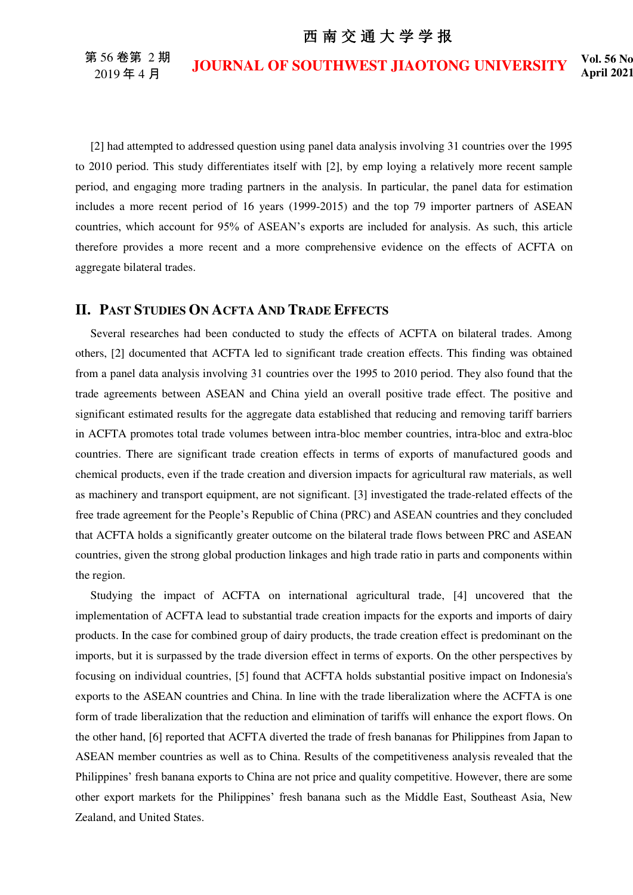[2] had attempted to addressed question using panel data analysis involving 31 countries over the 1995 to 2010 period. This study differentiates itself with [2], by emp loying a relatively more recent sample period, and engaging more trading partners in the analysis. In particular, the panel data for estimation includes a more recent period of 16 years (1999-2015) and the top 79 importer partners of ASEAN countries, which account for 95% of ASEAN's exports are included for analysis. As such, this article therefore provides a more recent and a more comprehensive evidence on the effects of ACFTA on aggregate bilateral trades.

## II. Past Studies On ACFTA And Trade Effects

Several researches had been conducted to study the effects of ACFTA on bilateral trades. Among others, [2] documented that ACFTA led to significant trade creation effects. This finding was obtained from a panel data analysis involving 31 countries over the 1995 to 2010 period. They also found that the trade agreements between ASEAN and China yield an overall positive trade effect. The positive and significant estimated results for the aggregate data established that reducing and removing tariff barriers in ACFTA promotes total trade volumes between intra-bloc member countries, intra-bloc and extra-bloc countries. There are significant trade creation effects in terms of exports of manufactured goods and chemical products, even if the trade creation and diversion impacts for agricultural raw materials, as well as machinery and transport equipment, are not significant. [3] investigated the trade-related effects of the free trade agreement for the People's Republic of China (PRC) and ASEAN countries and they concluded that ACFTA holds a significantly greater outcome on the bilateral trade flows between PRC and ASEAN countries, given the strong global production linkages and high trade ratio in parts and components within the region.

Studying the impact of ACFTA on international agricultural trade, [4] uncovered that the implementation of ACFTA lead to substantial trade creation impacts for the exports and imports of dairy products. In the case for combined group of dairy products, the trade creation effect is predominant on the imports, but it is surpassed by the trade diversion effect in terms of exports. On the other perspectives by focusing on individual countries, [5] found that ACFTA holds substantial positive impact on Indonesia's exports to the ASEAN countries and China. In line with the trade liberalization where the ACFTA is one form of trade liberalization that the reduction and elimination of tariffs will enhance the export flows. On the other hand, [6] reported that ACFTA diverted the trade of fresh bananas for Philippines from Japan to ASEAN member countries as well as to China. Results of the competitiveness analysis revealed that the Philippines' fresh banana exports to China are not price and quality competitive. However, there are some other export markets for the Philippines' fresh banana such as the Middle East, Southeast Asia, New Zealand, and United States.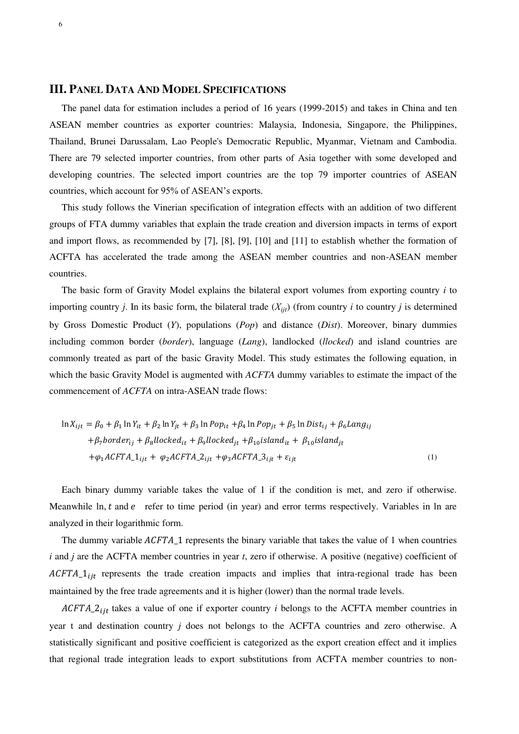## III. Panel Data And Model Specifications

The panel data for estimation includes a period of 16 years (1999-2015) and takes in China and ten ASEAN member countries as exporter countries: Malaysia, Indonesia, Singapore, the Philippines, Thailand, Brunei Darussalam, Lao People's Democratic Republic, Myanmar, Vietnam and Cambodia. There are 79 selected importer countries, from other parts of Asia together with some developed and developing countries. The selected import countries are the top 79 importer countries of ASEAN countries, which account for 95% of ASEAN's exports.

This study follows the Vinerian specification of integration effects with an addition of two different groups of FTA dummy variables that explain the trade creation and diversion impacts in terms of export and import flows, as recommended by [7], [8], [9], [10] and [11] to establish whether the formation of ACFTA has accelerated the trade among the ASEAN member countries and non-ASEAN member countries.

The basic form of Gravity Model explains the bilateral export volumes from exporting country *i* to importing country *j*. In its basic form, the bilateral trade ($X_{ijt}$) (from country *i* to country *j* is determined by Gross Domestic Product (*Y*), populations (*Pop*) and distance (*Dist*). Moreover, binary dummies including common border (*border*), language (*Lang*), landlocked (*llocked*) and island countries are commonly treated as part of the basic Gravity Model. This study estimates the following equation, in which the basic Gravity Model is augmented with *ACFTA* dummy variables to estimate the impact of the commencement of *ACFTA* on intra-ASEAN trade flows:

$$\begin{aligned}\ln X_{ijt} = {} & \beta_0 + \beta_1 \ln Y_{it} + \beta_2 \ln Y_{jt} + \beta_3 \ln Pop_{it} + \beta_4 \ln Pop_{jt} + \beta_5 \ln Dist_{ij} + \beta_6 Lang_{ij} \\ & + \beta_7 border_{ij} + \beta_8 llocked_{it} + \beta_9 llocked_{jt} + \beta_{10} island_{it} + \beta_{10} island_{jt} \\ & + \varphi_1 ACFTA\_1_{ijt} + \varphi_2 ACFTA\_2_{ijt} + \varphi_3 ACFTA\_3_{ijt} + \varepsilon_{ijt} \qquad (1)\end{aligned}$$

Each binary dummy variable takes the value of 1 if the condition is met, and zero if otherwise. Meanwhile ln, $t$ and $e$ refer to time period (in year) and error terms respectively. Variables in ln are analyzed in their logarithmic form.

The dummy variable $ACFTA\_1$ represents the binary variable that takes the value of 1 when countries *i* and *j* are the ACFTA member countries in year *t*, zero if otherwise. A positive (negative) coefficient of $ACFTA\_1_{ijt}$ represents the trade creation impacts and implies that intra-regional trade has been maintained by the free trade agreements and it is higher (lower) than the normal trade levels.

$ACFTA\_2_{ijt}$ takes a value of one if exporter country *i* belongs to the ACFTA member countries in year t and destination country *j* does not belongs to the ACFTA countries and zero otherwise. A statistically significant and positive coefficient is categorized as the export creation effect and it implies that regional trade integration leads to export substitutions from ACFTA member countries to non-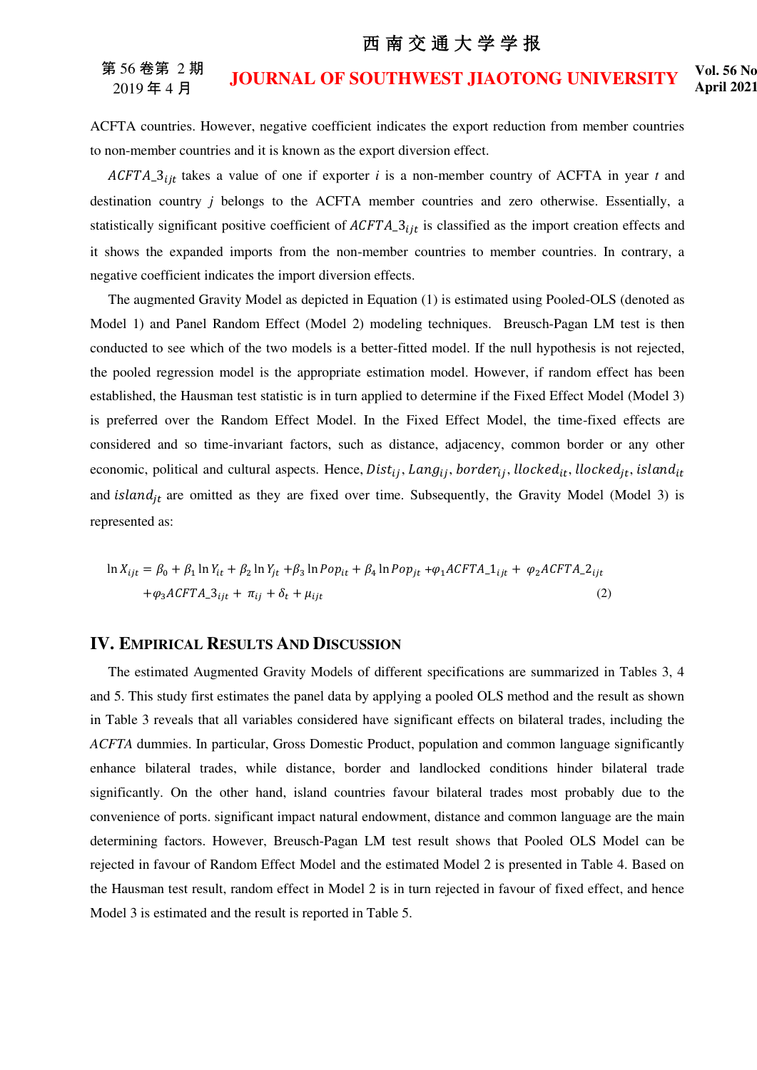ACFTA countries. However, negative coefficient indicates the export reduction from member countries to non-member countries and it is known as the export diversion effect.

$ACFTA\_3_{ijt}$ takes a value of one if exporter $i$ is a non-member country of ACFTA in year $t$ and destination country $j$ belongs to the ACFTA member countries and zero otherwise. Essentially, a statistically significant positive coefficient of $ACFTA\_3_{ijt}$ is classified as the import creation effects and it shows the expanded imports from the non-member countries to member countries. In contrary, a negative coefficient indicates the import diversion effects.

The augmented Gravity Model as depicted in Equation (1) is estimated using Pooled-OLS (denoted as Model 1) and Panel Random Effect (Model 2) modeling techniques. Breusch-Pagan LM test is then conducted to see which of the two models is a better-fitted model. If the null hypothesis is not rejected, the pooled regression model is the appropriate estimation model. However, if random effect has been established, the Hausman test statistic is in turn applied to determine if the Fixed Effect Model (Model 3) is preferred over the Random Effect Model. In the Fixed Effect Model, the time-fixed effects are considered and so time-invariant factors, such as distance, adjacency, common border or any other economic, political and cultural aspects. Hence, $Dist_{ij}$, $Lang_{ij}$, $border_{ij}$, $llocked_{it}$, $llocked_{jt}$, $island_{it}$ and $island_{jt}$ are omitted as they are fixed over time. Subsequently, the Gravity Model (Model 3) is represented as:

$$\ln X_{ijt} = \beta_0 + \beta_1 \ln Y_{it} + \beta_2 \ln Y_{jt} + \beta_3 \ln Pop_{it} + \beta_4 \ln Pop_{jt} + \varphi_1 ACFTA\_1_{ijt} + \varphi_2 ACFTA\_2_{ijt} + \varphi_3 ACFTA\_3_{ijt} + \pi_{ij} + \delta_t + \mu_{ijt} \tag{2}$$

## IV. Empirical Results And Discussion

The estimated Augmented Gravity Models of different specifications are summarized in Tables 3, 4 and 5. This study first estimates the panel data by applying a pooled OLS method and the result as shown in Table 3 reveals that all variables considered have significant effects on bilateral trades, including the *ACFTA* dummies. In particular, Gross Domestic Product, population and common language significantly enhance bilateral trades, while distance, border and landlocked conditions hinder bilateral trade significantly. On the other hand, island countries favour bilateral trades most probably due to the convenience of ports. significant impact natural endowment, distance and common language are the main determining factors. However, Breusch-Pagan LM test result shows that Pooled OLS Model can be rejected in favour of Random Effect Model and the estimated Model 2 is presented in Table 4. Based on the Hausman test result, random effect in Model 2 is in turn rejected in favour of fixed effect, and hence Model 3 is estimated and the result is reported in Table 5.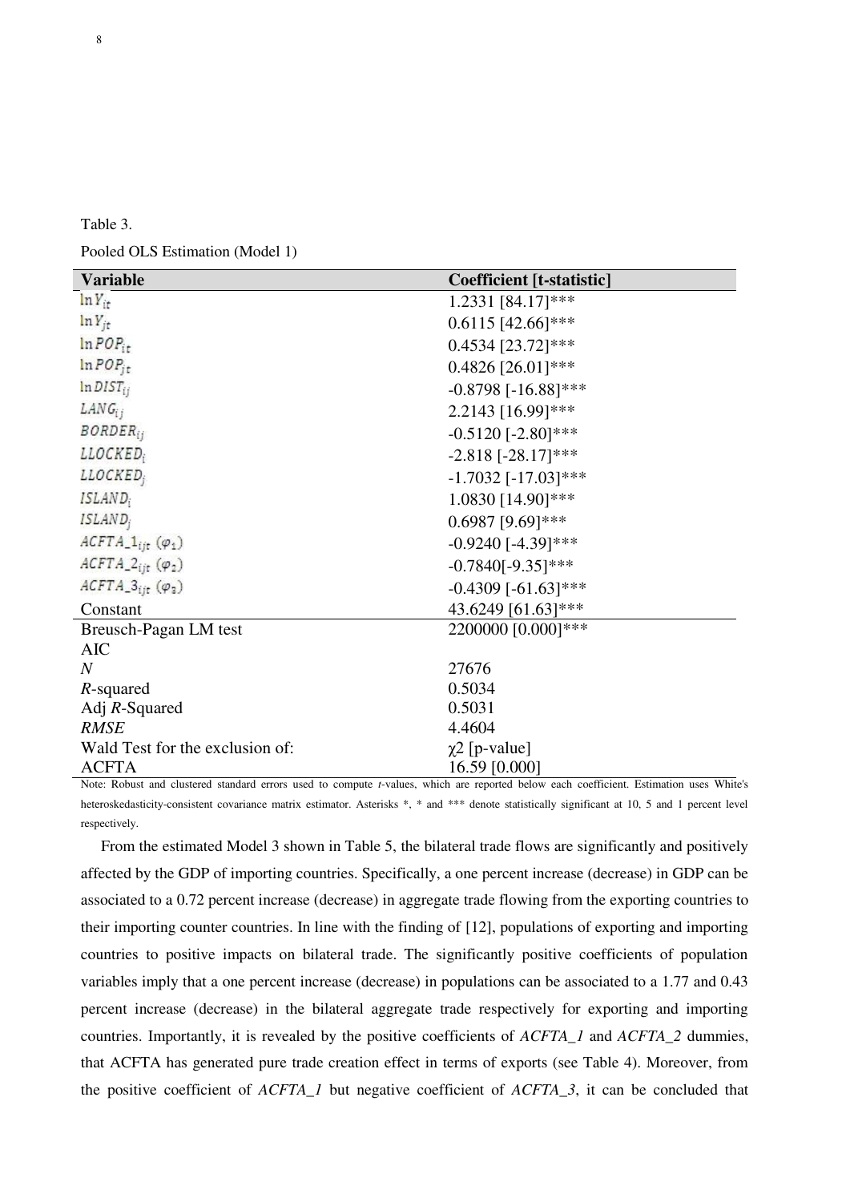Table 3.

Pooled OLS Estimation (Model 1)

| **Variable** | **Coefficient [t-statistic]** |
|---|---|
| $\ln Y_{it}$ | 1.2331 [84.17]*** |
| $\ln Y_{jt}$ | 0.6115 [42.66]*** |
| $\ln POP_{it}$ | 0.4534 [23.72]*** |
| $\ln POP_{jt}$ | 0.4826 [26.01]*** |
| $\ln DIST_{ij}$ | -0.8798 [-16.88]*** |
| $LANG_{ij}$ | 2.2143 [16.99]*** |
| $BORDER_{ij}$ | -0.5120 [-2.80]*** |
| $LLOCKED_{i}$ | -2.818 [-28.17]*** |
| $LLOCKED_{j}$ | -1.7032 [-17.03]*** |
| $ISLAND_{i}$ | 1.0830 [14.90]*** |
| $ISLAND_{j}$ | 0.6987 [9.69]*** |
| $ACFTA\_1_{ijt}$ $(\varphi_1)$ | -0.9240 [-4.39]*** |
| $ACFTA\_2_{ijt}$ $(\varphi_2)$ | -0.7840[-9.35]*** |
| $ACFTA\_3_{ijt}$ $(\varphi_3)$ | -0.4309 [-61.63]*** |
| Constant | 43.6249 [61.63]*** |
| Breusch-Pagan LM test | 2200000 [0.000]*** |
| AIC | |
| *N* | 27676 |
| *R*-squared | 0.5034 |
| Adj *R*-Squared | 0.5031 |
| *RMSE* | 4.4604 |
| Wald Test for the exclusion of: | $\chi2$ [p-value] |
| ACFTA | 16.59 [0.000] |

Note: Robust and clustered standard errors used to compute *t*-values, which are reported below each coefficient. Estimation uses White's heteroskedasticity-consistent covariance matrix estimator. Asterisks *, * and *** denote statistically significant at 10, 5 and 1 percent level respectively.

From the estimated Model 3 shown in Table 5, the bilateral trade flows are significantly and positively affected by the GDP of importing countries. Specifically, a one percent increase (decrease) in GDP can be associated to a 0.72 percent increase (decrease) in aggregate trade flowing from the exporting countries to their importing counter countries. In line with the finding of [12], populations of exporting and importing countries to positive impacts on bilateral trade. The significantly positive coefficients of population variables imply that a one percent increase (decrease) in populations can be associated to a 1.77 and 0.43 percent increase (decrease) in the bilateral aggregate trade respectively for exporting and importing countries. Importantly, it is revealed by the positive coefficients of *ACFTA_1* and *ACFTA_2* dummies, that ACFTA has generated pure trade creation effect in terms of exports (see Table 4). Moreover, from the positive coefficient of *ACFTA_1* but negative coefficient of *ACFTA_3*, it can be concluded that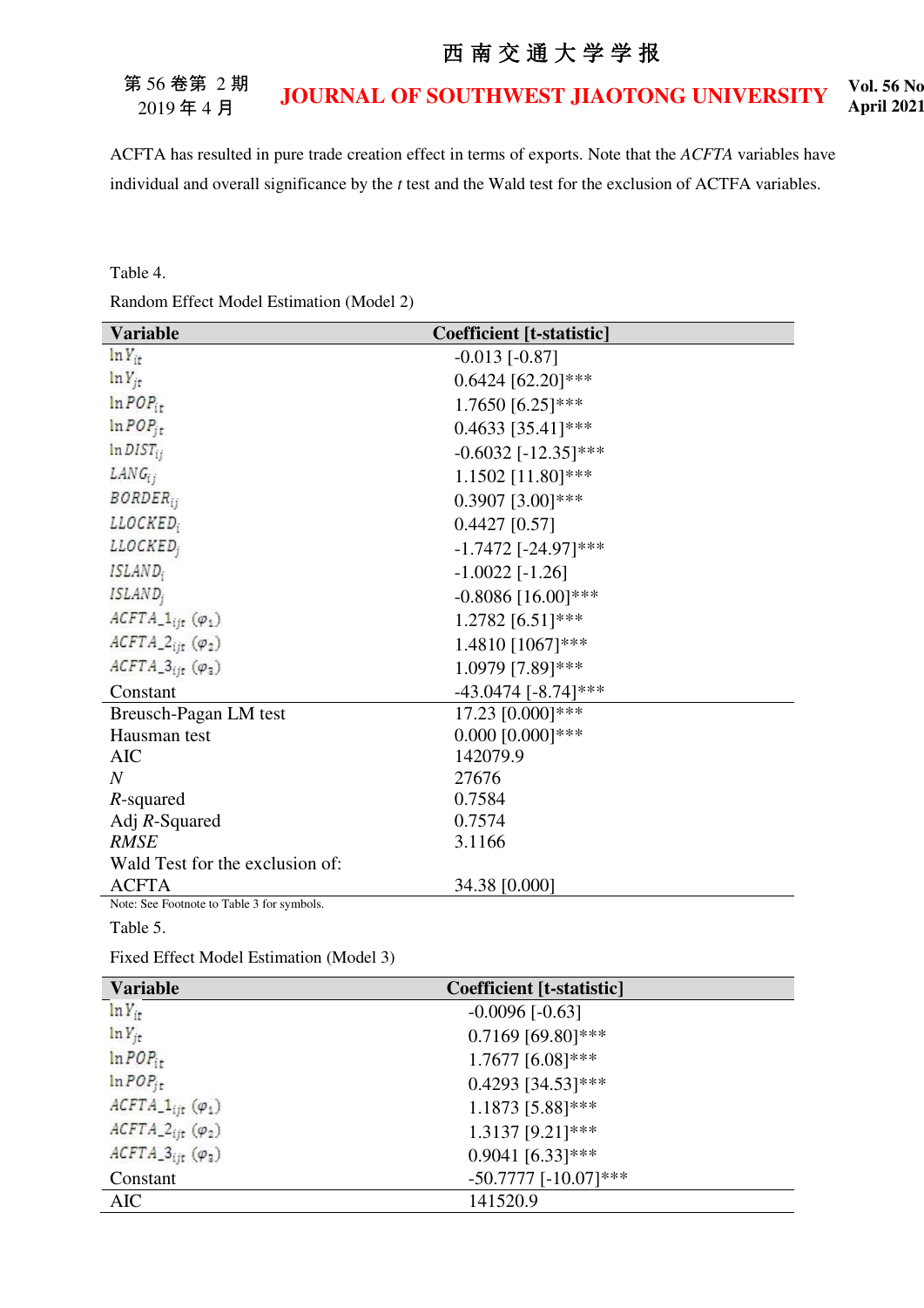ACFTA has resulted in pure trade creation effect in terms of exports. Note that the *ACFTA* variables have individual and overall significance by the *t* test and the Wald test for the exclusion of ACTFA variables.

Table 4.

Random Effect Model Estimation (Model 2)

| Variable | Coefficient [t-statistic] |
|---|---|
| $\ln Y_{it}$ | -0.013 [-0.87] |
| $\ln Y_{jt}$ | 0.6424 [62.20]*** |
| $\ln POP_{it}$ | 1.7650 [6.25]*** |
| $\ln POP_{jt}$ | 0.4633 [35.41]*** |
| $\ln DIST_{ij}$ | -0.6032 [-12.35]*** |
| $LANG_{ij}$ | 1.1502 [11.80]*** |
| $BORDER_{ij}$ | 0.3907 [3.00]*** |
| $LLOCKED_i$ | 0.4427 [0.57] |
| $LLOCKED_j$ | -1.7472 [-24.97]*** |
| $ISLAND_i$ | -1.0022 [-1.26] |
| $ISLAND_j$ | -0.8086 [16.00]*** |
| $ACFTA\_1_{ijt}$ ($\varphi_1$) | 1.2782 [6.51]*** |
| $ACFTA\_2_{ijt}$ ($\varphi_2$) | 1.4810 [1067]*** |
| $ACFTA\_3_{ijt}$ ($\varphi_3$) | 1.0979 [7.89]*** |
| Constant | -43.0474 [-8.74]*** |
| Breusch-Pagan LM test | 17.23 [0.000]*** |
| Hausman test | 0.000 [0.000]*** |
| AIC | 142079.9 |
| *N* | 27676 |
| *R*-squared | 0.7584 |
| Adj *R*-Squared | 0.7574 |
| *RMSE* | 3.1166 |
| Wald Test for the exclusion of: | |
| ACFTA | 34.38 [0.000] |

Note: See Footnote to Table 3 for symbols.

Table 5.

Fixed Effect Model Estimation (Model 3)

| Variable | Coefficient [t-statistic] |
|---|---|
| $\ln Y_{it}$ | -0.0096 [-0.63] |
| $\ln Y_{jt}$ | 0.7169 [69.80]*** |
| $\ln POP_{it}$ | 1.7677 [6.08]*** |
| $\ln POP_{jt}$ | 0.4293 [34.53]*** |
| $ACFTA\_1_{ijt}$ ($\varphi_1$) | 1.1873 [5.88]*** |
| $ACFTA\_2_{ijt}$ ($\varphi_2$) | 1.3137 [9.21]*** |
| $ACFTA\_3_{ijt}$ ($\varphi_3$) | 0.9041 [6.33]*** |
| Constant | -50.7777 [-10.07]*** |
| AIC | 141520.9 |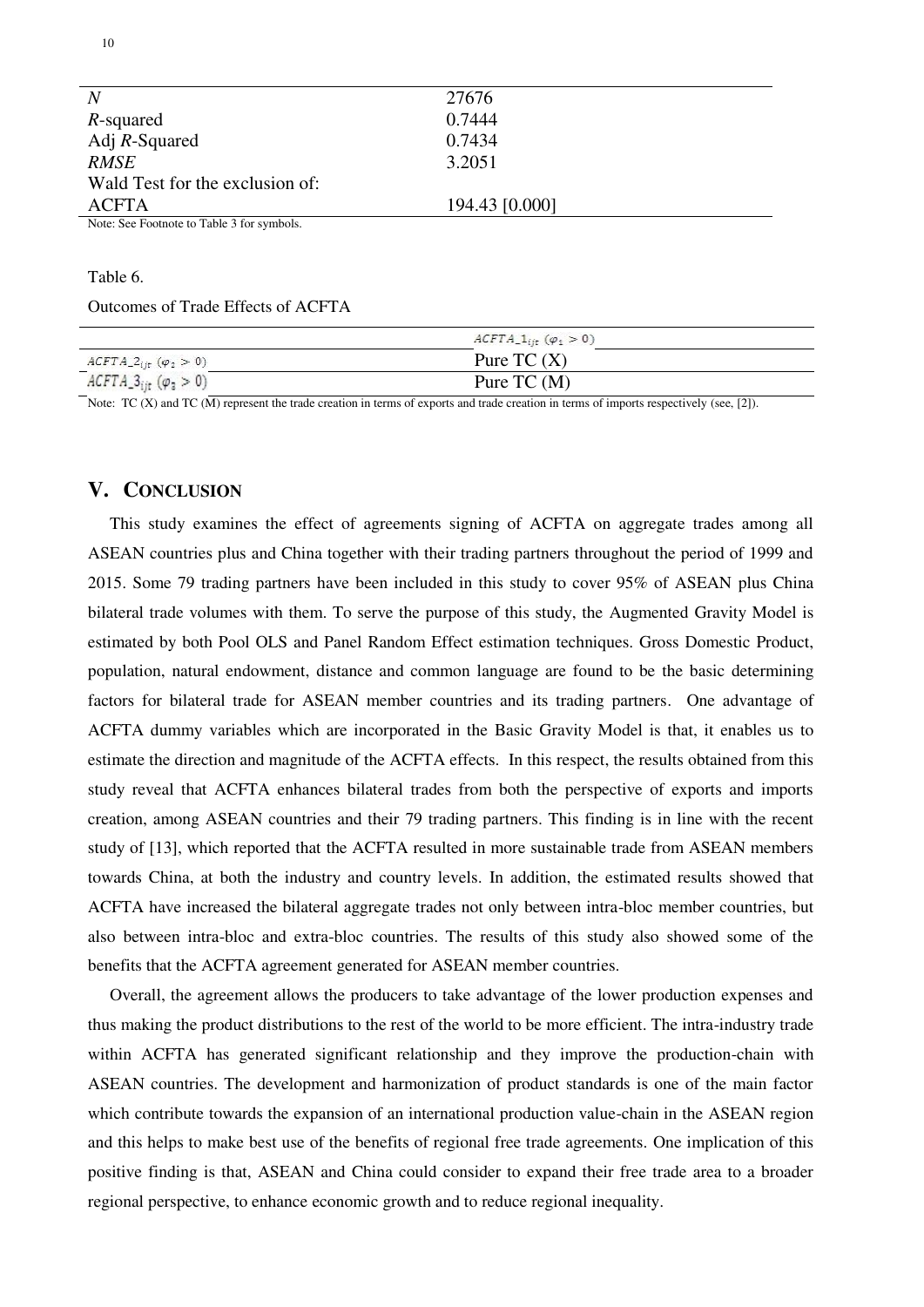| | |
|---|---|
| *N* | 27676 |
| *R*-squared | 0.7444 |
| Adj *R*-Squared | 0.7434 |
| *RMSE* | 3.2051 |
| Wald Test for the exclusion of: | |
| ACFTA | 194.43 [0.000] |

Note: See Footnote to Table 3 for symbols.

Table 6.

Outcomes of Trade Effects of ACFTA

| | $ACFTA\_1_{ijt}$ ($\varphi_1 > 0$) |
|---|---|
| $ACFTA\_2_{ijt}$ ($\varphi_2 > 0$) | Pure TC (X) |
| $ACFTA\_3_{ijt}$ ($\varphi_3 > 0$) | Pure TC (M) |

Note: TC (X) and TC (M) represent the trade creation in terms of exports and trade creation in terms of imports respectively (see, [2]).

## V. Conclusion

This study examines the effect of agreements signing of ACFTA on aggregate trades among all ASEAN countries plus and China together with their trading partners throughout the period of 1999 and 2015. Some 79 trading partners have been included in this study to cover 95% of ASEAN plus China bilateral trade volumes with them. To serve the purpose of this study, the Augmented Gravity Model is estimated by both Pool OLS and Panel Random Effect estimation techniques. Gross Domestic Product, population, natural endowment, distance and common language are found to be the basic determining factors for bilateral trade for ASEAN member countries and its trading partners. One advantage of ACFTA dummy variables which are incorporated in the Basic Gravity Model is that, it enables us to estimate the direction and magnitude of the ACFTA effects. In this respect, the results obtained from this study reveal that ACFTA enhances bilateral trades from both the perspective of exports and imports creation, among ASEAN countries and their 79 trading partners. This finding is in line with the recent study of [13], which reported that the ACFTA resulted in more sustainable trade from ASEAN members towards China, at both the industry and country levels. In addition, the estimated results showed that ACFTA have increased the bilateral aggregate trades not only between intra-bloc member countries, but also between intra-bloc and extra-bloc countries. The results of this study also showed some of the benefits that the ACFTA agreement generated for ASEAN member countries.

Overall, the agreement allows the producers to take advantage of the lower production expenses and thus making the product distributions to the rest of the world to be more efficient. The intra-industry trade within ACFTA has generated significant relationship and they improve the production-chain with ASEAN countries. The development and harmonization of product standards is one of the main factor which contribute towards the expansion of an international production value-chain in the ASEAN region and this helps to make best use of the benefits of regional free trade agreements. One implication of this positive finding is that, ASEAN and China could consider to expand their free trade area to a broader regional perspective, to enhance economic growth and to reduce regional inequality.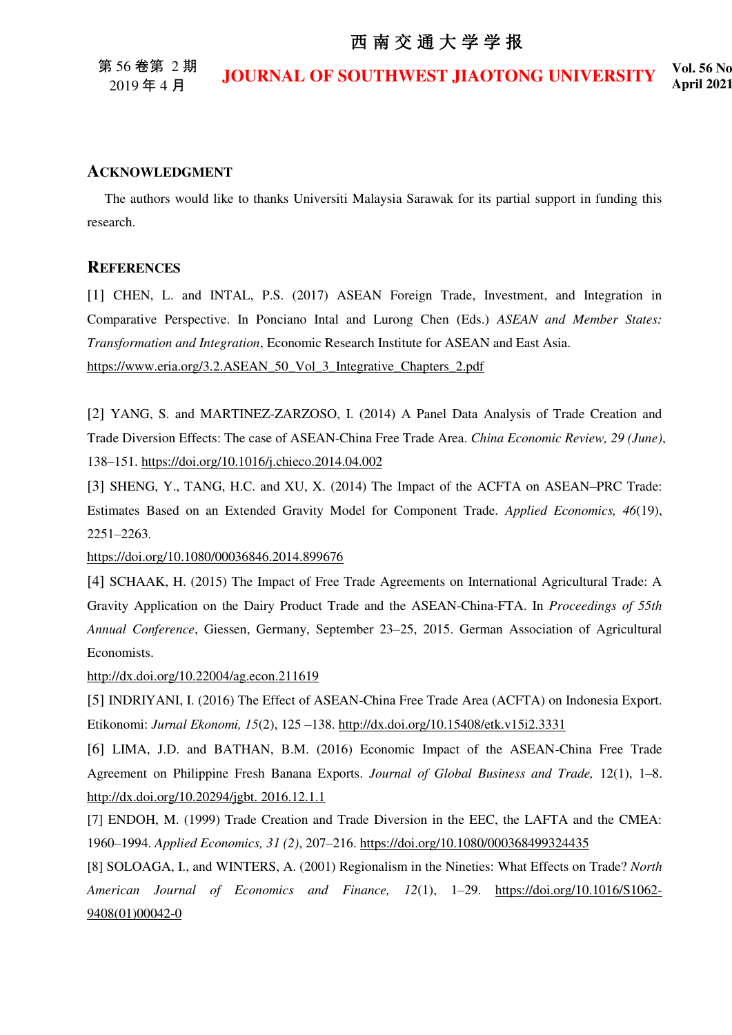## ACKNOWLEDGMENT

The authors would like to thanks Universiti Malaysia Sarawak for its partial support in funding this research.

## REFERENCES

[1] CHEN, L. and INTAL, P.S. (2017) ASEAN Foreign Trade, Investment, and Integration in Comparative Perspective. In Ponciano Intal and Lurong Chen (Eds.) *ASEAN and Member States: Transformation and Integration*, Economic Research Institute for ASEAN and East Asia. https://www.eria.org/3.2.ASEAN_50_Vol_3_Integrative_Chapters_2.pdf

[2] YANG, S. and MARTINEZ-ZARZOSO, I. (2014) A Panel Data Analysis of Trade Creation and Trade Diversion Effects: The case of ASEAN-China Free Trade Area. *China Economic Review, 29 (June)*, 138–151. https://doi.org/10.1016/j.chieco.2014.04.002

[3] SHENG, Y., TANG, H.C. and XU, X. (2014) The Impact of the ACFTA on ASEAN–PRC Trade: Estimates Based on an Extended Gravity Model for Component Trade. *Applied Economics, 46*(19), 2251–2263.
https://doi.org/10.1080/00036846.2014.899676

[4] SCHAAK, H. (2015) The Impact of Free Trade Agreements on International Agricultural Trade: A Gravity Application on the Dairy Product Trade and the ASEAN-China-FTA. In *Proceedings of 55th Annual Conference*, Giessen, Germany, September 23–25, 2015. German Association of Agricultural Economists.
http://dx.doi.org/10.22004/ag.econ.211619

[5] INDRIYANI, I. (2016) The Effect of ASEAN-China Free Trade Area (ACFTA) on Indonesia Export. Etikonomi: *Jurnal Ekonomi, 15*(2), 125 –138. http://dx.doi.org/10.15408/etk.v15i2.3331

[6] LIMA, J.D. and BATHAN, B.M. (2016) Economic Impact of the ASEAN-China Free Trade Agreement on Philippine Fresh Banana Exports. *Journal of Global Business and Trade,* 12(1), 1–8. http://dx.doi.org/10.20294/jgbt. 2016.12.1.1

[7] ENDOH, M. (1999) Trade Creation and Trade Diversion in the EEC, the LAFTA and the CMEA: 1960–1994. *Applied Economics, 31 (2)*, 207–216. https://doi.org/10.1080/000368499324435

[8] SOLOAGA, I., and WINTERS, A. (2001) Regionalism in the Nineties: What Effects on Trade? *North American Journal of Economics and Finance, 12*(1), 1–29. https://doi.org/10.1016/S1062-9408(01)00042-0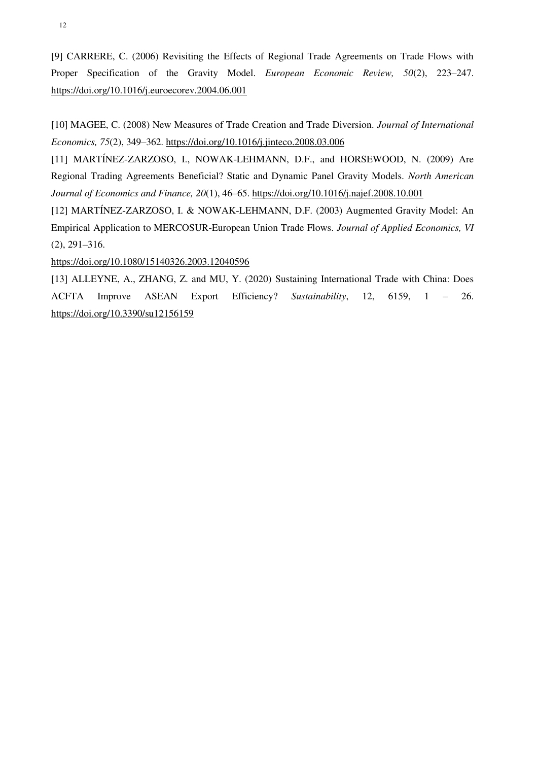[9] CARRERE, C. (2006) Revisiting the Effects of Regional Trade Agreements on Trade Flows with Proper Specification of the Gravity Model. *European Economic Review, 50*(2), 223–247. https://doi.org/10.1016/j.euroecorev.2004.06.001

[10] MAGEE, C. (2008) New Measures of Trade Creation and Trade Diversion. *Journal of International Economics, 75*(2), 349–362. https://doi.org/10.1016/j.jinteco.2008.03.006

[11] MARTÍNEZ-ZARZOSO, I., NOWAK-LEHMANN, D.F., and HORSEWOOD, N. (2009) Are Regional Trading Agreements Beneficial? Static and Dynamic Panel Gravity Models. *North American Journal of Economics and Finance, 20*(1), 46–65. https://doi.org/10.1016/j.najef.2008.10.001

[12] MARTÍNEZ-ZARZOSO, I. & NOWAK-LEHMANN, D.F. (2003) Augmented Gravity Model: An Empirical Application to MERCOSUR-European Union Trade Flows. *Journal of Applied Economics, VI* (2), 291–316.
https://doi.org/10.1080/15140326.2003.12040596

[13] ALLEYNE, A., ZHANG, Z. and MU, Y. (2020) Sustaining International Trade with China: Does ACFTA Improve ASEAN Export Efficiency? *Sustainability*, 12, 6159, 1 – 26. https://doi.org/10.3390/su12156159